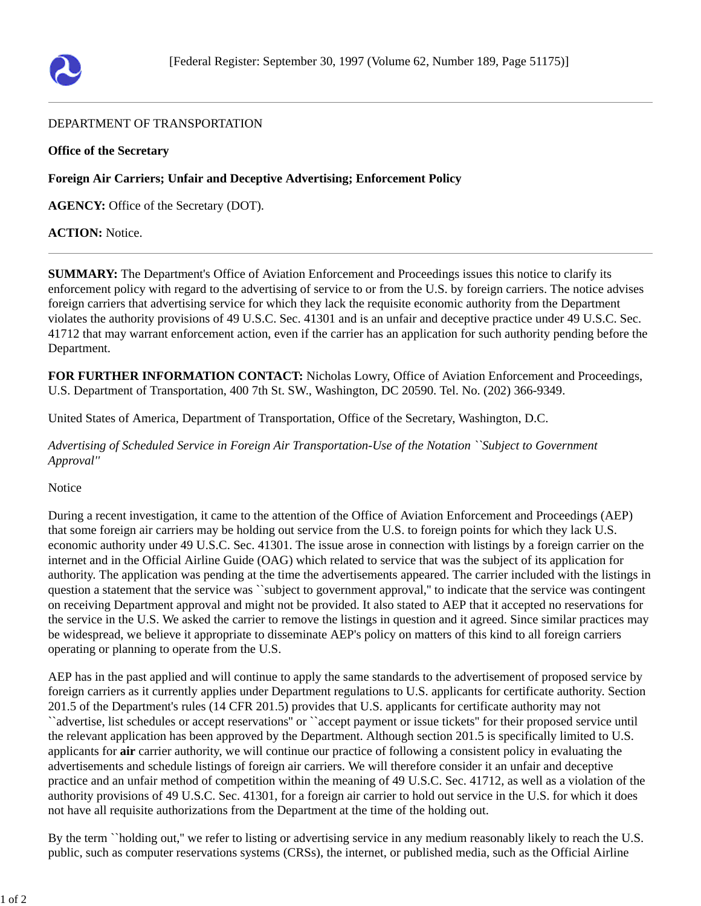[Federal Register: September 30, 1997 (Volume 62, Number 189, Page 51175)]

---

DEPARTMENT OF TRANSPORTATION

**Office of the Secretary**

**Foreign Air Carriers; Unfair and Deceptive Advertising; Enforcement Policy**

**AGENCY:** Office of the Secretary (DOT).

**ACTION:** Notice.

---

**SUMMARY:** The Department's Office of Aviation Enforcement and Proceedings issues this notice to clarify its enforcement policy with regard to the advertising of service to or from the U.S. by foreign carriers. The notice advises foreign carriers that advertising service for which they lack the requisite economic authority from the Department violates the authority provisions of 49 U.S.C. Sec. 41301 and is an unfair and deceptive practice under 49 U.S.C. Sec. 41712 that may warrant enforcement action, even if the carrier has an application for such authority pending before the Department.

**FOR FURTHER INFORMATION CONTACT:** Nicholas Lowry, Office of Aviation Enforcement and Proceedings, U.S. Department of Transportation, 400 7th St. SW., Washington, DC 20590. Tel. No. (202) 366-9349.

United States of America, Department of Transportation, Office of the Secretary, Washington, D.C.

*Advertising of Scheduled Service in Foreign Air Transportation-Use of the Notation ``Subject to Government Approval''*

Notice

During a recent investigation, it came to the attention of the Office of Aviation Enforcement and Proceedings (AEP) that some foreign air carriers may be holding out service from the U.S. to foreign points for which they lack U.S. economic authority under 49 U.S.C. Sec. 41301. The issue arose in connection with listings by a foreign carrier on the internet and in the Official Airline Guide (OAG) which related to service that was the subject of its application for authority. The application was pending at the time the advertisements appeared. The carrier included with the listings in question a statement that the service was ``subject to government approval,'' to indicate that the service was contingent on receiving Department approval and might not be provided. It also stated to AEP that it accepted no reservations for the service in the U.S. We asked the carrier to remove the listings in question and it agreed. Since similar practices may be widespread, we believe it appropriate to disseminate AEP's policy on matters of this kind to all foreign carriers operating or planning to operate from the U.S.

AEP has in the past applied and will continue to apply the same standards to the advertisement of proposed service by foreign carriers as it currently applies under Department regulations to U.S. applicants for certificate authority. Section 201.5 of the Department's rules (14 CFR 201.5) provides that U.S. applicants for certificate authority may not ``advertise, list schedules or accept reservations'' or ``accept payment or issue tickets'' for their proposed service until the relevant application has been approved by the Department. Although section 201.5 is specifically limited to U.S. applicants for **air** carrier authority, we will continue our practice of following a consistent policy in evaluating the advertisements and schedule listings of foreign air carriers. We will therefore consider it an unfair and deceptive practice and an unfair method of competition within the meaning of 49 U.S.C. Sec. 41712, as well as a violation of the authority provisions of 49 U.S.C. Sec. 41301, for a foreign air carrier to hold out service in the U.S. for which it does not have all requisite authorizations from the Department at the time of the holding out.

By the term ``holding out,'' we refer to listing or advertising service in any medium reasonably likely to reach the U.S. public, such as computer reservations systems (CRSs), the internet, or published media, such as the Official Airline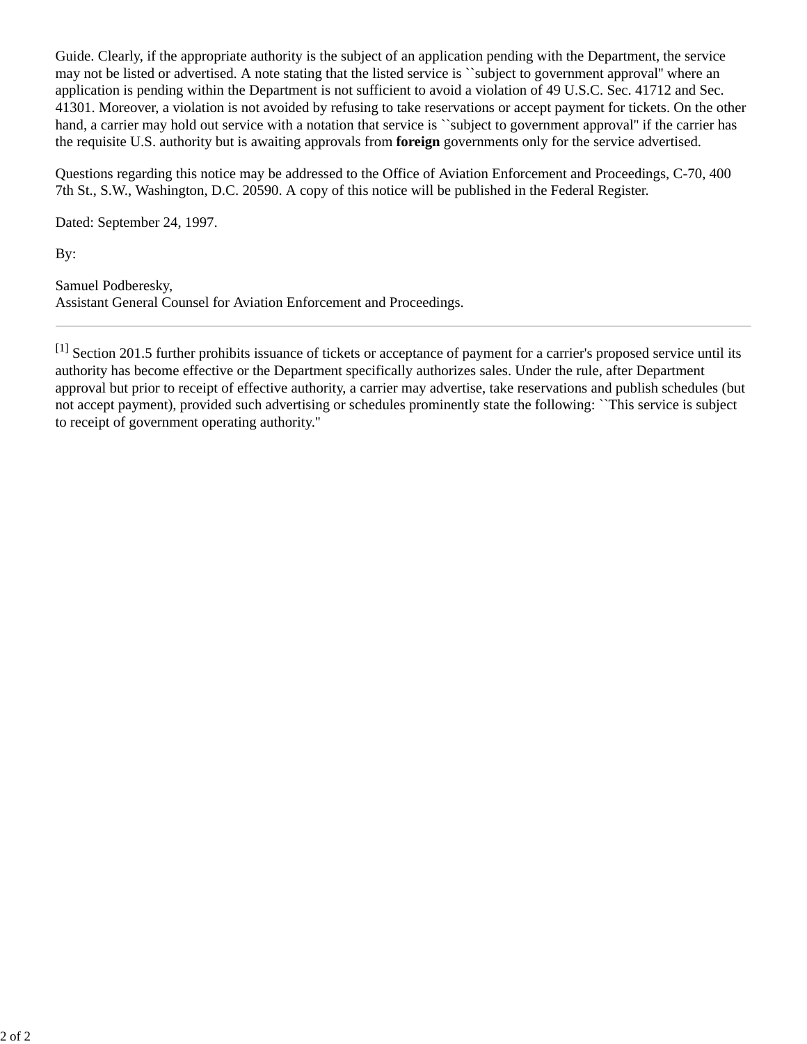Guide. Clearly, if the appropriate authority is the subject of an application pending with the Department, the service may not be listed or advertised. A note stating that the listed service is ``subject to government approval'' where an application is pending within the Department is not sufficient to avoid a violation of 49 U.S.C. Sec. 41712 and Sec. 41301. Moreover, a violation is not avoided by refusing to take reservations or accept payment for tickets. On the other hand, a carrier may hold out service with a notation that service is ``subject to government approval'' if the carrier has the requisite U.S. authority but is awaiting approvals from **foreign** governments only for the service advertised.

Questions regarding this notice may be addressed to the Office of Aviation Enforcement and Proceedings, C-70, 400 7th St., S.W., Washington, D.C. 20590. A copy of this notice will be published in the Federal Register.

Dated: September 24, 1997.

By:

Samuel Podberesky,
Assistant General Counsel for Aviation Enforcement and Proceedings.

---

[1] Section 201.5 further prohibits issuance of tickets or acceptance of payment for a carrier's proposed service until its authority has become effective or the Department specifically authorizes sales. Under the rule, after Department approval but prior to receipt of effective authority, a carrier may advertise, take reservations and publish schedules (but not accept payment), provided such advertising or schedules prominently state the following: ``This service is subject to receipt of government operating authority.''